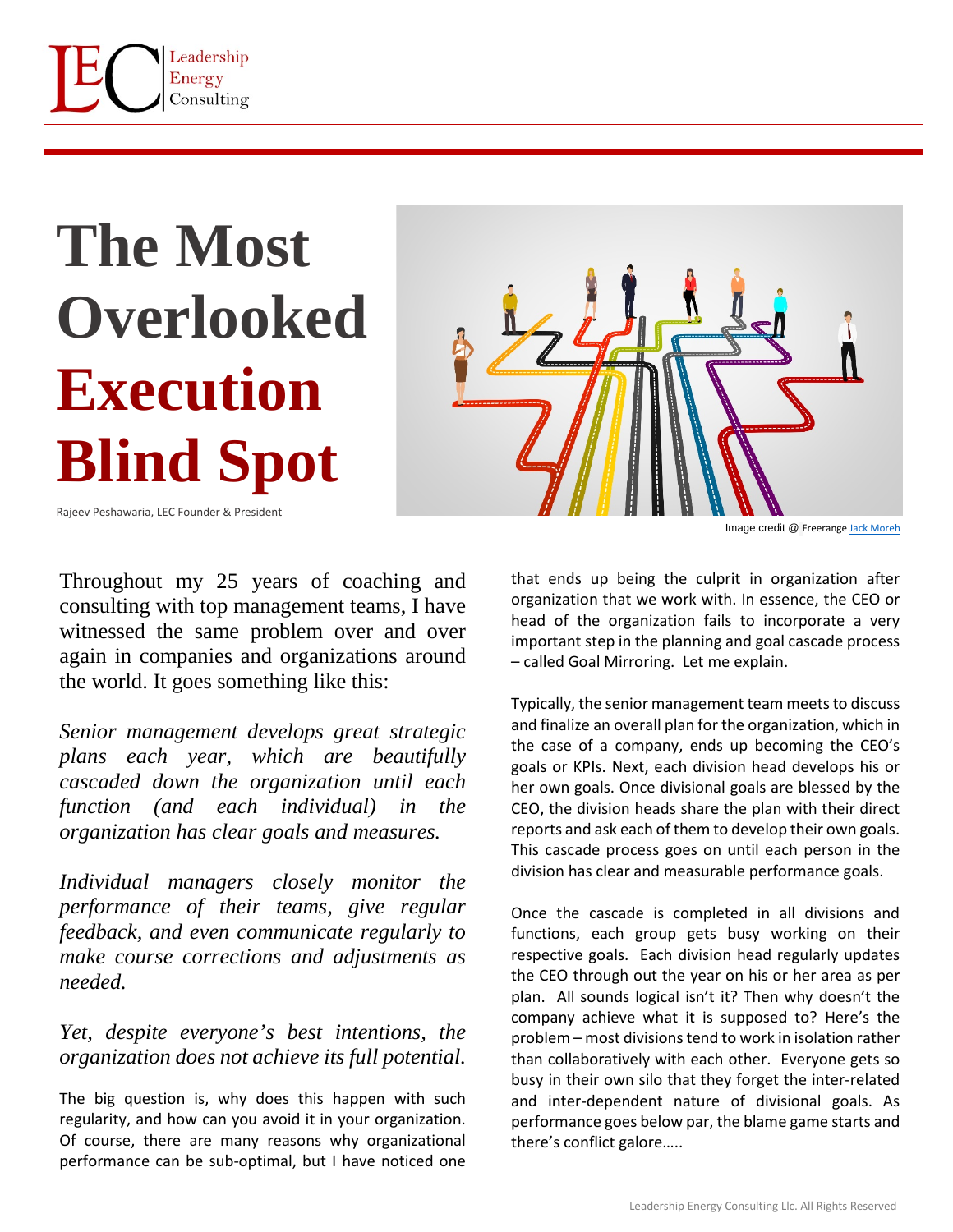Leadership Energy Consulting

# The Most Overlooked Execution Blind Spot

Rajeev Peshawaria, LEC Founder & President

Image credit @ Freerange Jack Moreh

Throughout my 25 years of coaching and consulting with top management teams, I have witnessed the same problem over and over again in companies and organizations around the world. It goes something like this:

*Senior management develops great strategic plans each year, which are beautifully cascaded down the organization until each function (and each individual) in the organization has clear goals and measures.*

*Individual managers closely monitor the performance of their teams, give regular feedback, and even communicate regularly to make course corrections and adjustments as needed.*

*Yet, despite everyone's best intentions, the organization does not achieve its full potential.*

The big question is, why does this happen with such regularity, and how can you avoid it in your organization. Of course, there are many reasons why organizational performance can be sub-optimal, but I have noticed one that ends up being the culprit in organization after organization that we work with. In essence, the CEO or head of the organization fails to incorporate a very important step in the planning and goal cascade process – called Goal Mirroring. Let me explain.

Typically, the senior management team meets to discuss and finalize an overall plan for the organization, which in the case of a company, ends up becoming the CEO's goals or KPIs. Next, each division head develops his or her own goals. Once divisional goals are blessed by the CEO, the division heads share the plan with their direct reports and ask each of them to develop their own goals. This cascade process goes on until each person in the division has clear and measurable performance goals.

Once the cascade is completed in all divisions and functions, each group gets busy working on their respective goals. Each division head regularly updates the CEO through out the year on his or her area as per plan. All sounds logical isn't it? Then why doesn't the company achieve what it is supposed to? Here's the problem – most divisions tend to work in isolation rather than collaboratively with each other. Everyone gets so busy in their own silo that they forget the inter-related and inter-dependent nature of divisional goals. As performance goes below par, the blame game starts and there's conflict galore…..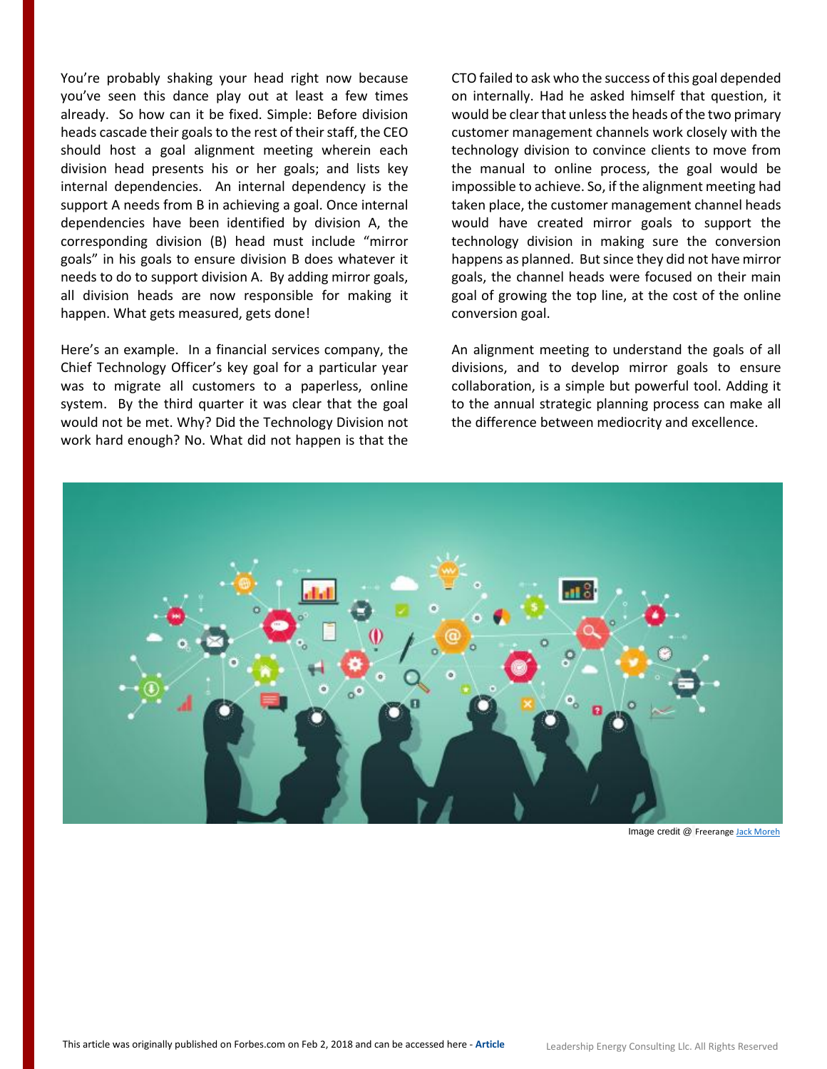You're probably shaking your head right now because you've seen this dance play out at least a few times already. So how can it be fixed. Simple: Before division heads cascade their goals to the rest of their staff, the CEO should host a goal alignment meeting wherein each division head presents his or her goals; and lists key internal dependencies. An internal dependency is the support A needs from B in achieving a goal. Once internal dependencies have been identified by division A, the corresponding division (B) head must include "mirror goals" in his goals to ensure division B does whatever it needs to do to support division A. By adding mirror goals, all division heads are now responsible for making it happen. What gets measured, gets done!

Here's an example. In a financial services company, the Chief Technology Officer's key goal for a particular year was to migrate all customers to a paperless, online system. By the third quarter it was clear that the goal would not be met. Why? Did the Technology Division not work hard enough? No. What did not happen is that the CTO failed to ask who the success of this goal depended on internally. Had he asked himself that question, it would be clear that unless the heads of the two primary customer management channels work closely with the technology division to convince clients to move from the manual to online process, the goal would be impossible to achieve. So, if the alignment meeting had taken place, the customer management channel heads would have created mirror goals to support the technology division in making sure the conversion happens as planned. But since they did not have mirror goals, the channel heads were focused on their main goal of growing the top line, at the cost of the online conversion goal.

An alignment meeting to understand the goals of all divisions, and to develop mirror goals to ensure collaboration, is a simple but powerful tool. Adding it to the annual strategic planning process can make all the difference between mediocrity and excellence.

Image credit @ Freerange Jack Moreh

This article was originally published on Forbes.com on Feb 2, 2018 and can be accessed here - **Article**

Leadership Energy Consulting Llc. All Rights Reserved